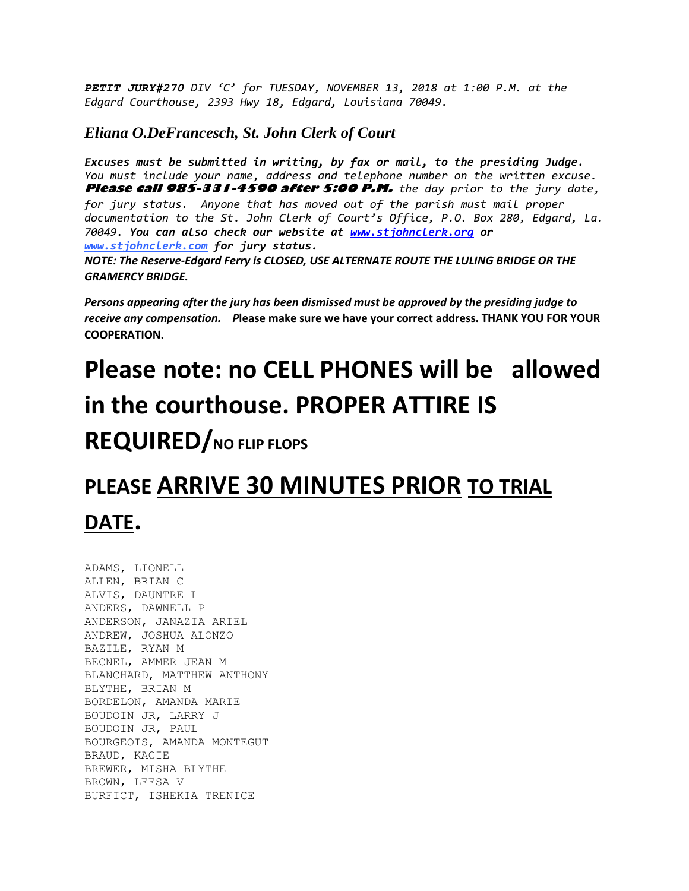***PETIT JURY#270*** *DIV 'C' for TUESDAY, NOVEMBER 13, 2018 at 1:00 P.M. at the Edgard Courthouse, 2393 Hwy 18, Edgard, Louisiana 70049.*

***Eliana O.DeFrancesch, St. John Clerk of Court***

***Excuses must be submitted in writing, by fax or mail, to the presiding Judge.*** *You must include your name, address and telephone number on the written excuse.* ***Please call 985-331-4590 after 5:00 P.M.*** *the day prior to the jury date, for jury status. Anyone that has moved out of the parish must mail proper documentation to the St. John Clerk of Court's Office, P.O. Box 280, Edgard, La. 70049.* ***You can also check our website at [www.stjohnclerk.org](http://www.stjohnclerk.org) or [www.stjohnclerk.com](http://www.stjohnclerk.com) for jury status.***
***NOTE: The Reserve-Edgard Ferry is CLOSED, USE ALTERNATE ROUTE THE LULING BRIDGE OR THE GRAMERCY BRIDGE.***

***Persons appearing after the jury has been dismissed must be approved by the presiding judge to receive any compensation.*** **Please make sure we have your correct address. THANK YOU FOR YOUR COOPERATION.**

# Please note: no CELL PHONES will be allowed in the courthouse. PROPER ATTIRE IS REQUIRED/NO FLIP FLOPS

## PLEASE <u>ARRIVE 30 MINUTES PRIOR</u> <u>TO TRIAL DATE</u>.

ADAMS, LIONELL
ALLEN, BRIAN C
ALVIS, DAUNTRE L
ANDERS, DAWNELL P
ANDERSON, JANAZIA ARIEL
ANDREW, JOSHUA ALONZO
BAZILE, RYAN M
BECNEL, AMMER JEAN M
BLANCHARD, MATTHEW ANTHONY
BLYTHE, BRIAN M
BORDELON, AMANDA MARIE
BOUDOIN JR, LARRY J
BOUDOIN JR, PAUL
BOURGEOIS, AMANDA MONTEGUT
BRAUD, KACIE
BREWER, MISHA BLYTHE
BROWN, LEESA V
BURFICT, ISHEKIA TRENICE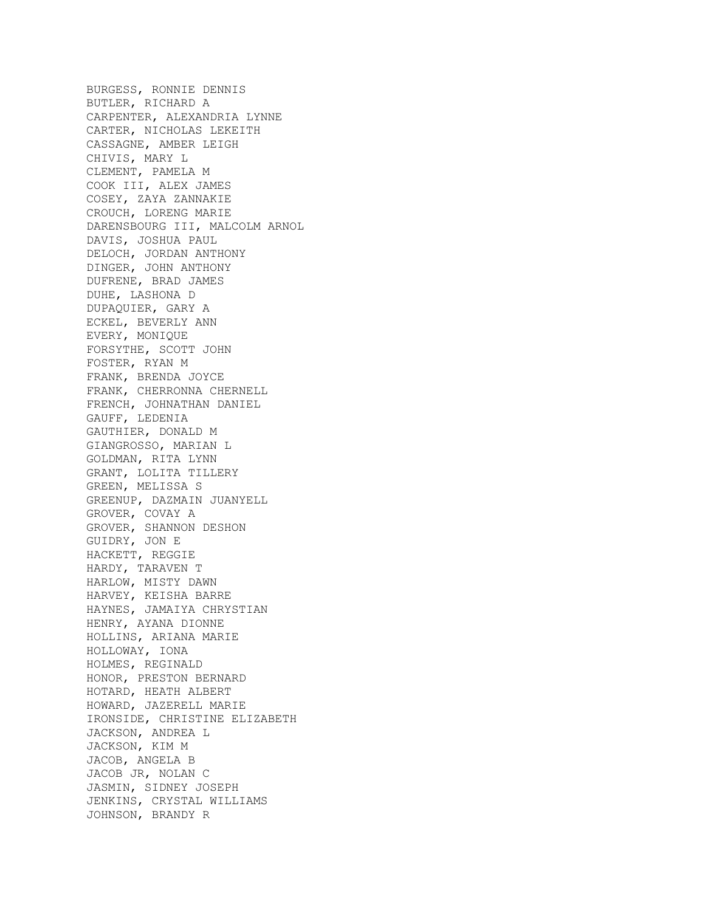BURGESS, RONNIE DENNIS
BUTLER, RICHARD A
CARPENTER, ALEXANDRIA LYNNE
CARTER, NICHOLAS LEKEITH
CASSAGNE, AMBER LEIGH
CHIVIS, MARY L
CLEMENT, PAMELA M
COOK III, ALEX JAMES
COSEY, ZAYA ZANNAKIE
CROUCH, LORENG MARIE
DARENSBOURG III, MALCOLM ARNOL
DAVIS, JOSHUA PAUL
DELOCH, JORDAN ANTHONY
DINGER, JOHN ANTHONY
DUFRENE, BRAD JAMES
DUHE, LASHONA D
DUPAQUIER, GARY A
ECKEL, BEVERLY ANN
EVERY, MONIQUE
FORSYTHE, SCOTT JOHN
FOSTER, RYAN M
FRANK, BRENDA JOYCE
FRANK, CHERRONNA CHERNELL
FRENCH, JOHNATHAN DANIEL
GAUFF, LEDENIA
GAUTHIER, DONALD M
GIANGROSSO, MARIAN L
GOLDMAN, RITA LYNN
GRANT, LOLITA TILLERY
GREEN, MELISSA S
GREENUP, DAZMAIN JUANYELL
GROVER, COVAY A
GROVER, SHANNON DESHON
GUIDRY, JON E
HACKETT, REGGIE
HARDY, TARAVEN T
HARLOW, MISTY DAWN
HARVEY, KEISHA BARRE
HAYNES, JAMAIYA CHRYSTIAN
HENRY, AYANA DIONNE
HOLLINS, ARIANA MARIE
HOLLOWAY, IONA
HOLMES, REGINALD
HONOR, PRESTON BERNARD
HOTARD, HEATH ALBERT
HOWARD, JAZERELL MARIE
IRONSIDE, CHRISTINE ELIZABETH
JACKSON, ANDREA L
JACKSON, KIM M
JACOB, ANGELA B
JACOB JR, NOLAN C
JASMIN, SIDNEY JOSEPH
JENKINS, CRYSTAL WILLIAMS
JOHNSON, BRANDY R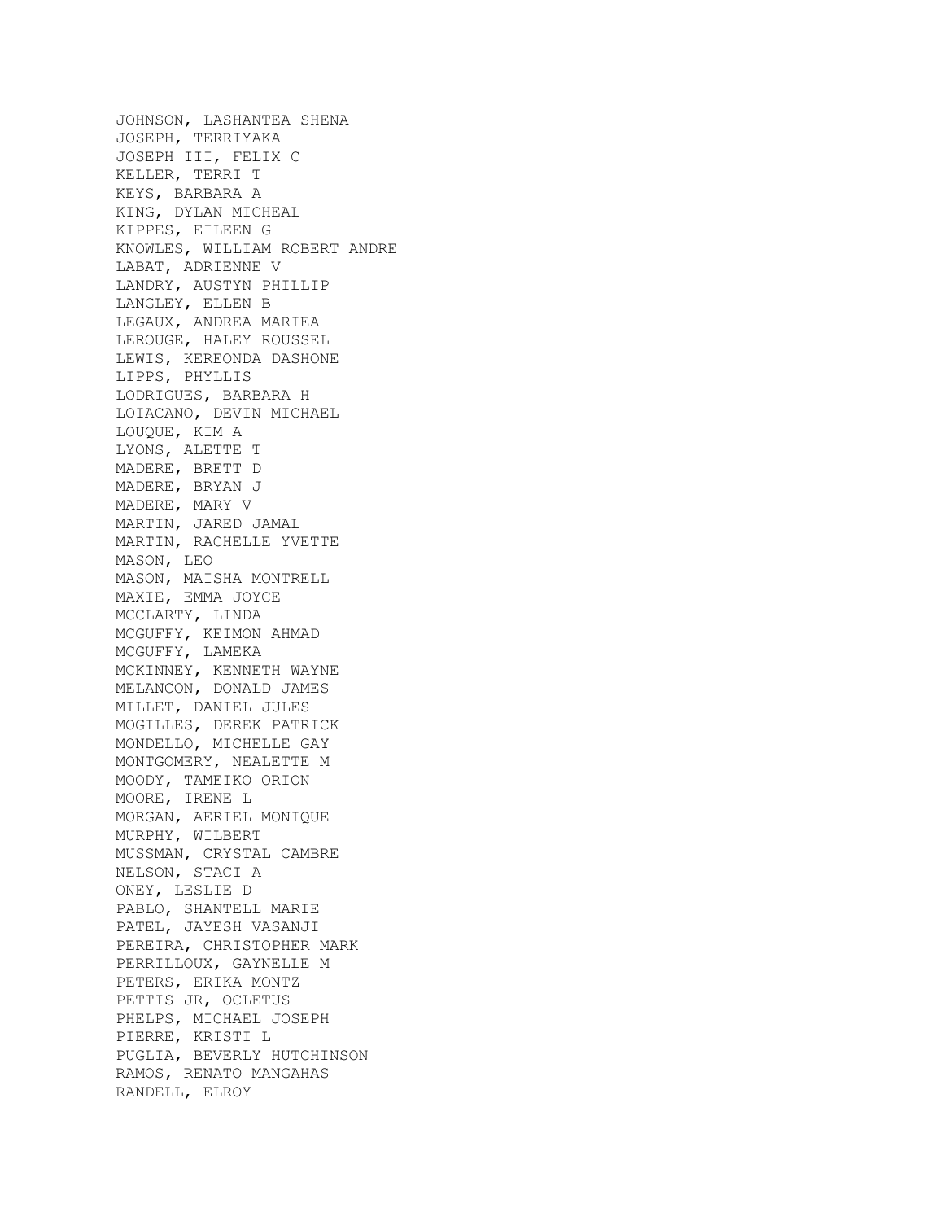JOHNSON, LASHANTEA SHENA
JOSEPH, TERRIYAKA
JOSEPH III, FELIX C
KELLER, TERRI T
KEYS, BARBARA A
KING, DYLAN MICHEAL
KIPPES, EILEEN G
KNOWLES, WILLIAM ROBERT ANDRE
LABAT, ADRIENNE V
LANDRY, AUSTYN PHILLIP
LANGLEY, ELLEN B
LEGAUX, ANDREA MARIEA
LEROUGE, HALEY ROUSSEL
LEWIS, KEREONDA DASHONE
LIPPS, PHYLLIS
LODRIGUES, BARBARA H
LOIACANO, DEVIN MICHAEL
LOUQUE, KIM A
LYONS, ALETTE T
MADERE, BRETT D
MADERE, BRYAN J
MADERE, MARY V
MARTIN, JARED JAMAL
MARTIN, RACHELLE YVETTE
MASON, LEO
MASON, MAISHA MONTRELL
MAXIE, EMMA JOYCE
MCCLARTY, LINDA
MCGUFFY, KEIMON AHMAD
MCGUFFY, LAMEKA
MCKINNEY, KENNETH WAYNE
MELANCON, DONALD JAMES
MILLET, DANIEL JULES
MOGILLES, DEREK PATRICK
MONDELLO, MICHELLE GAY
MONTGOMERY, NEALETTE M
MOODY, TAMEIKO ORION
MOORE, IRENE L
MORGAN, AERIEL MONIQUE
MURPHY, WILBERT
MUSSMAN, CRYSTAL CAMBRE
NELSON, STACI A
ONEY, LESLIE D
PABLO, SHANTELL MARIE
PATEL, JAYESH VASANJI
PEREIRA, CHRISTOPHER MARK
PERRILLOUX, GAYNELLE M
PETERS, ERIKA MONTZ
PETTIS JR, OCLETUS
PHELPS, MICHAEL JOSEPH
PIERRE, KRISTI L
PUGLIA, BEVERLY HUTCHINSON
RAMOS, RENATO MANGAHAS
RANDELL, ELROY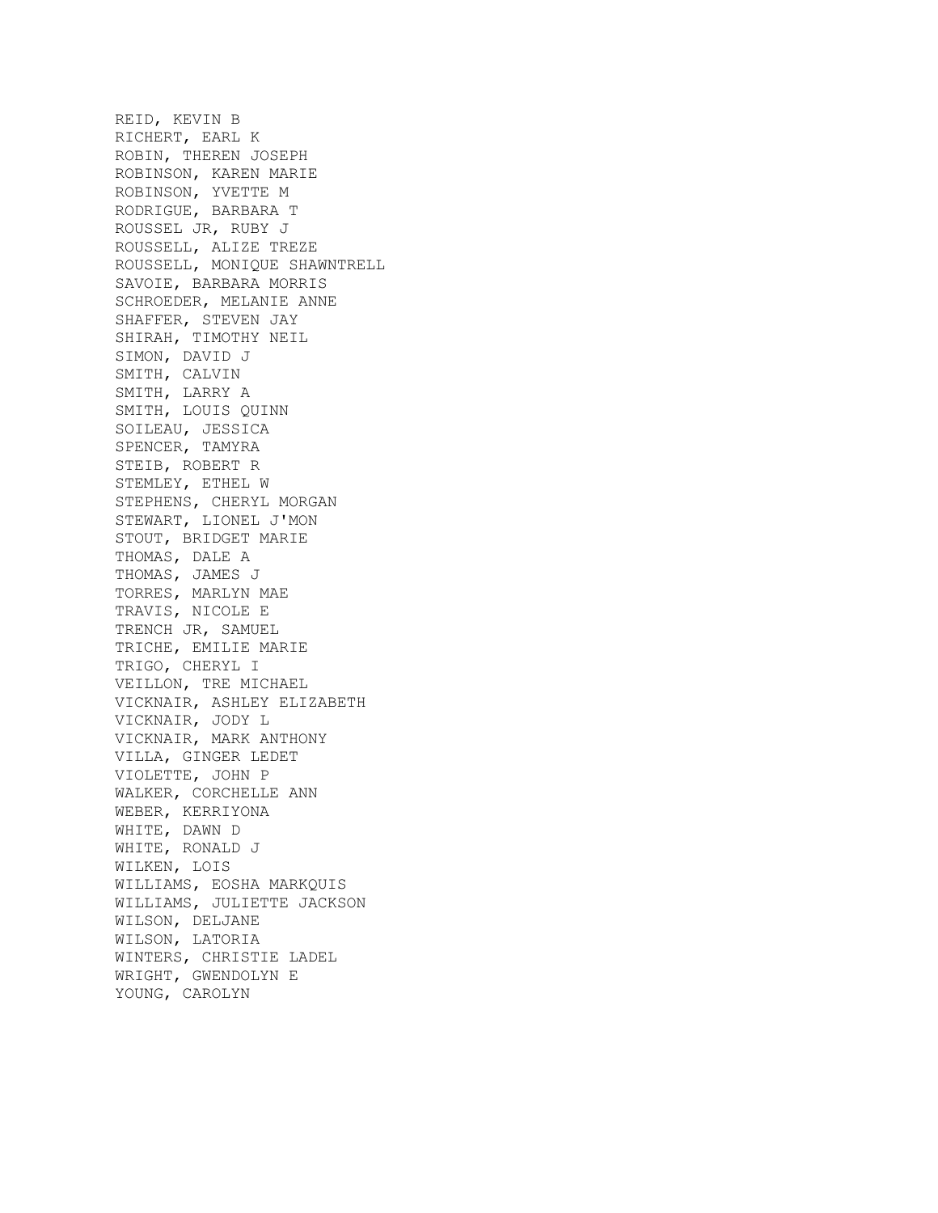REID, KEVIN B
RICHERT, EARL K
ROBIN, THEREN JOSEPH
ROBINSON, KAREN MARIE
ROBINSON, YVETTE M
RODRIGUE, BARBARA T
ROUSSEL JR, RUBY J
ROUSSELL, ALIZE TREZE
ROUSSELL, MONIQUE SHAWNTRELL
SAVOIE, BARBARA MORRIS
SCHROEDER, MELANIE ANNE
SHAFFER, STEVEN JAY
SHIRAH, TIMOTHY NEIL
SIMON, DAVID J
SMITH, CALVIN
SMITH, LARRY A
SMITH, LOUIS QUINN
SOILEAU, JESSICA
SPENCER, TAMYRA
STEIB, ROBERT R
STEMLEY, ETHEL W
STEPHENS, CHERYL MORGAN
STEWART, LIONEL J'MON
STOUT, BRIDGET MARIE
THOMAS, DALE A
THOMAS, JAMES J
TORRES, MARLYN MAE
TRAVIS, NICOLE E
TRENCH JR, SAMUEL
TRICHE, EMILIE MARIE
TRIGO, CHERYL I
VEILLON, TRE MICHAEL
VICKNAIR, ASHLEY ELIZABETH
VICKNAIR, JODY L
VICKNAIR, MARK ANTHONY
VILLA, GINGER LEDET
VIOLETTE, JOHN P
WALKER, CORCHELLE ANN
WEBER, KERRIYONA
WHITE, DAWN D
WHITE, RONALD J
WILKEN, LOIS
WILLIAMS, EOSHA MARKQUIS
WILLIAMS, JULIETTE JACKSON
WILSON, DELJANE
WILSON, LATORIA
WINTERS, CHRISTIE LADEL
WRIGHT, GWENDOLYN E
YOUNG, CAROLYN